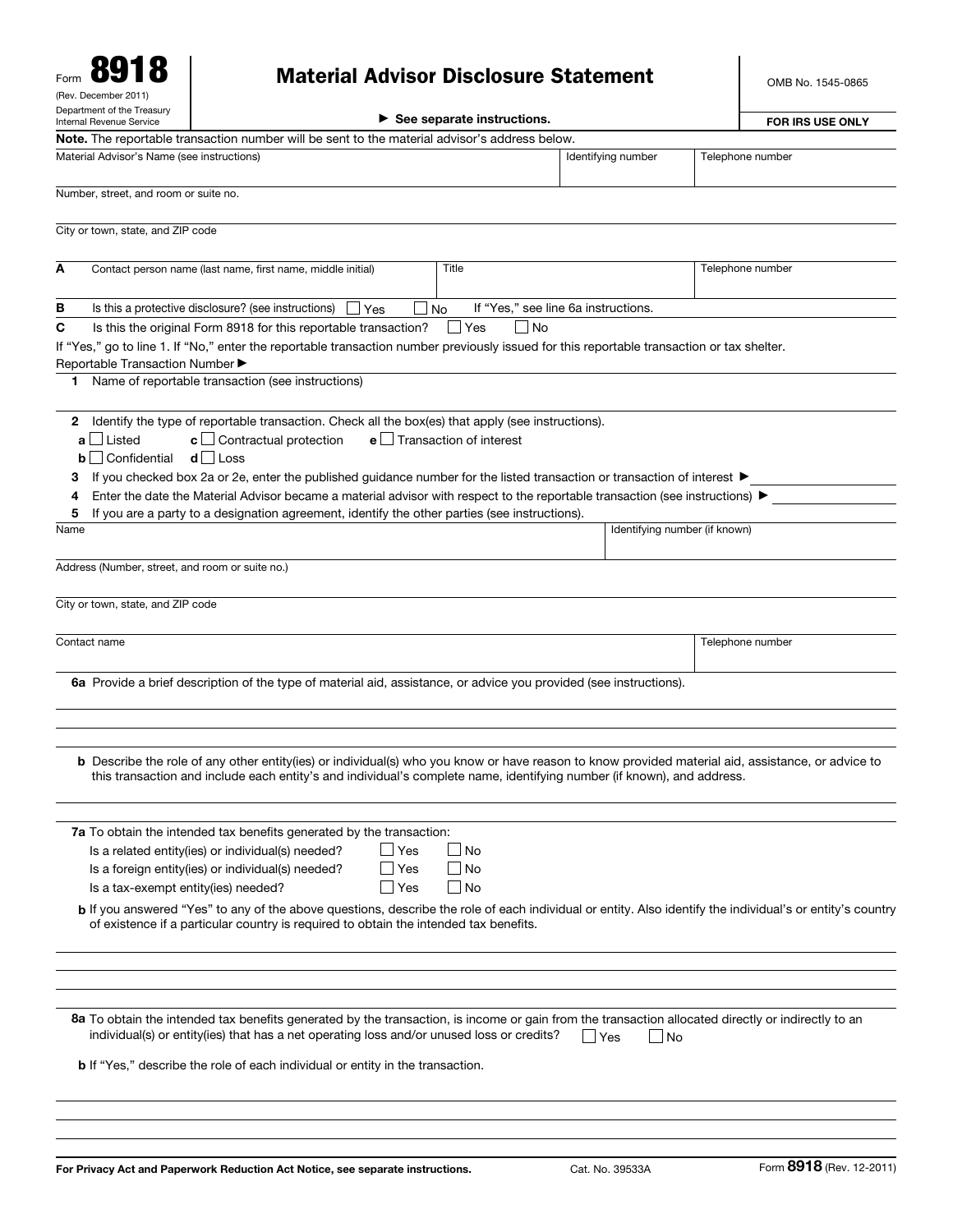Form **8918**
(Rev. December 2011)
Department of the Treasury
Internal Revenue Service

# Material Advisor Disclosure Statement

► See separate instructions.

OMB No. 1545-0865

**FOR IRS USE ONLY**

**Note.** The reportable transaction number will be sent to the material advisor's address below.

| Material Advisor's Name (see instructions) | Identifying number | Telephone number |
|---|---|---|
| | | |

Number, street, and room or suite no.

City or town, state, and ZIP code

| **A** Contact person name (last name, first name, middle initial) | Title | Telephone number |
|---|---|---|
| | | |

**B** Is this a protective disclosure? (see instructions) ☐ Yes ☐ No If "Yes," see line 6a instructions.

**C** Is this the original Form 8918 for this reportable transaction? ☐ Yes ☐ No

If "Yes," go to line 1. If "No," enter the reportable transaction number previously issued for this reportable transaction or tax shelter.

Reportable Transaction Number ►

**1** Name of reportable transaction (see instructions)

**2** Identify the type of reportable transaction. Check all the box(es) that apply (see instructions).

**a** ☐ Listed **c** ☐ Contractual protection **e** ☐ Transaction of interest

**b** ☐ Confidential **d** ☐ Loss

**3** If you checked box 2a or 2e, enter the published guidance number for the listed transaction or transaction of interest ►

**4** Enter the date the Material Advisor became a material advisor with respect to the reportable transaction (see instructions) ►

**5** If you are a party to a designation agreement, identify the other parties (see instructions).

| Name | Identifying number (if known) |
|---|---|
| | |

Address (Number, street, and room or suite no.)

City or town, state, and ZIP code

| Contact name | Telephone number |
|---|---|
| | |

**6a** Provide a brief description of the type of material aid, assistance, or advice you provided (see instructions).

**b** Describe the role of any other entity(ies) or individual(s) who you know or have reason to know provided material aid, assistance, or advice to this transaction and include each entity's and individual's complete name, identifying number (if known), and address.

**7a** To obtain the intended tax benefits generated by the transaction:

Is a related entity(ies) or individual(s) needed? ☐ Yes ☐ No

Is a foreign entity(ies) or individual(s) needed? ☐ Yes ☐ No

Is a tax-exempt entity(ies) needed? ☐ Yes ☐ No

**b** If you answered "Yes" to any of the above questions, describe the role of each individual or entity. Also identify the individual's or entity's country of existence if a particular country is required to obtain the intended tax benefits.

**8a** To obtain the intended tax benefits generated by the transaction, is income or gain from the transaction allocated directly or indirectly to an individual(s) or entity(ies) that has a net operating loss and/or unused loss or credits? ☐ Yes ☐ No

**b** If "Yes," describe the role of each individual or entity in the transaction.

**For Privacy Act and Paperwork Reduction Act Notice, see separate instructions.** Cat. No. 39533A Form **8918** (Rev. 12-2011)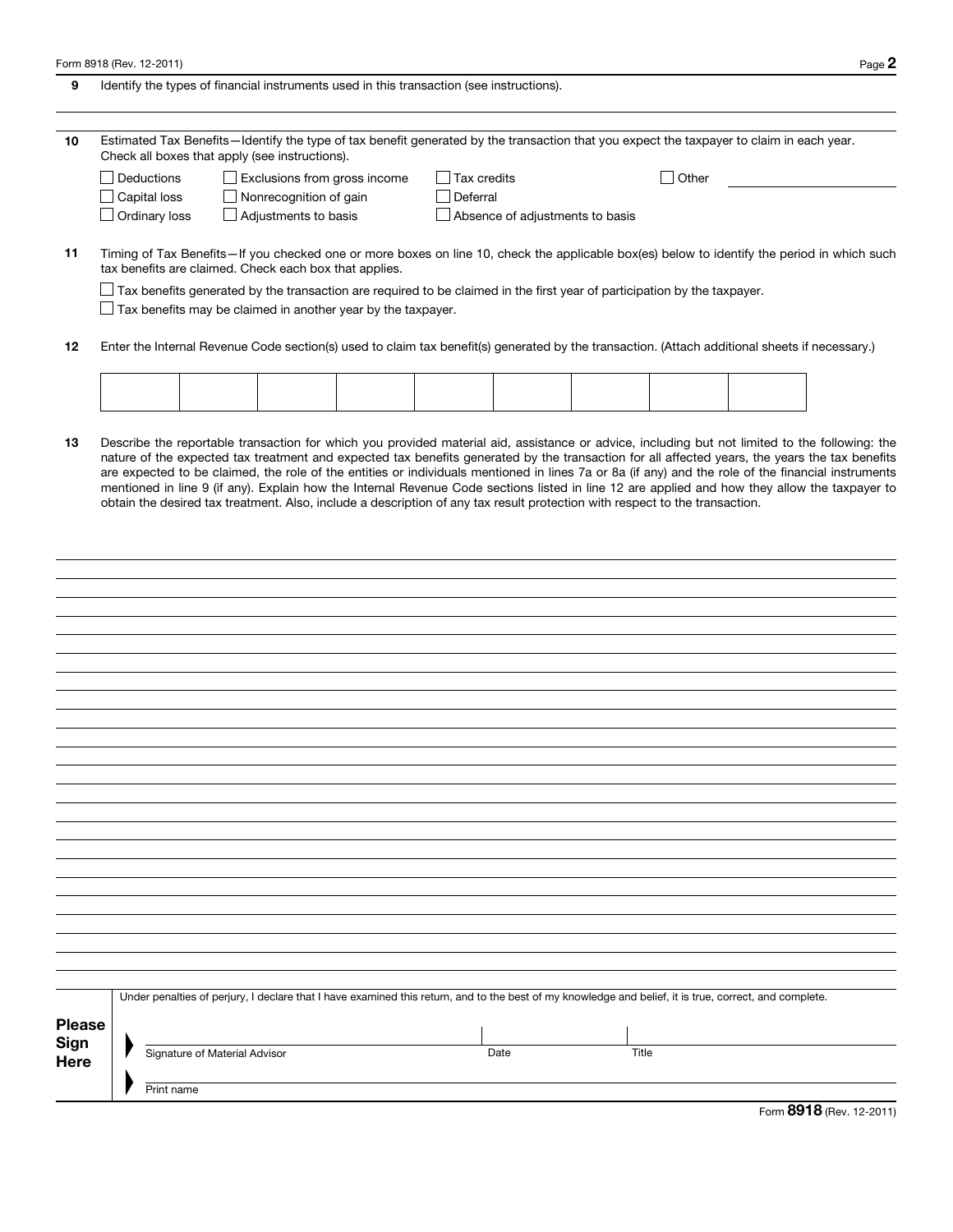**9** Identify the types of financial instruments used in this transaction (see instructions).

**10** Estimated Tax Benefits—Identify the type of tax benefit generated by the transaction that you expect the taxpayer to claim in each year. Check all boxes that apply (see instructions).

| | | | |
|---|---|---|---|
| ☐ Deductions | ☐ Exclusions from gross income | ☐ Tax credits | ☐ Other ______ |
| ☐ Capital loss | ☐ Nonrecognition of gain | ☐ Deferral | |
| ☐ Ordinary loss | ☐ Adjustments to basis | ☐ Absence of adjustments to basis | |

**11** Timing of Tax Benefits—If you checked one or more boxes on line 10, check the applicable box(es) below to identify the period in which such tax benefits are claimed. Check each box that applies.

☐ Tax benefits generated by the transaction are required to be claimed in the first year of participation by the taxpayer.

☐ Tax benefits may be claimed in another year by the taxpayer.

**12** Enter the Internal Revenue Code section(s) used to claim tax benefit(s) generated by the transaction. (Attach additional sheets if necessary.)

| | | | | | | | | |
|---|---|---|---|---|---|---|---|---|
| | | | | | | | | |

**13** Describe the reportable transaction for which you provided material aid, assistance or advice, including but not limited to the following: the nature of the expected tax treatment and expected tax benefits generated by the transaction for all affected years, the years the tax benefits are expected to be claimed, the role of the entities or individuals mentioned in lines 7a or 8a (if any) and the role of the financial instruments mentioned in line 9 (if any). Explain how the Internal Revenue Code sections listed in line 12 are applied and how they allow the taxpayer to obtain the desired tax treatment. Also, include a description of any tax result protection with respect to the transaction.

**Please Sign Here**

Under penalties of perjury, I declare that I have examined this return, and to the best of my knowledge and belief, it is true, correct, and complete.

Signature of Material Advisor | Date | Title

Print name

Form **8918** (Rev. 12-2011)